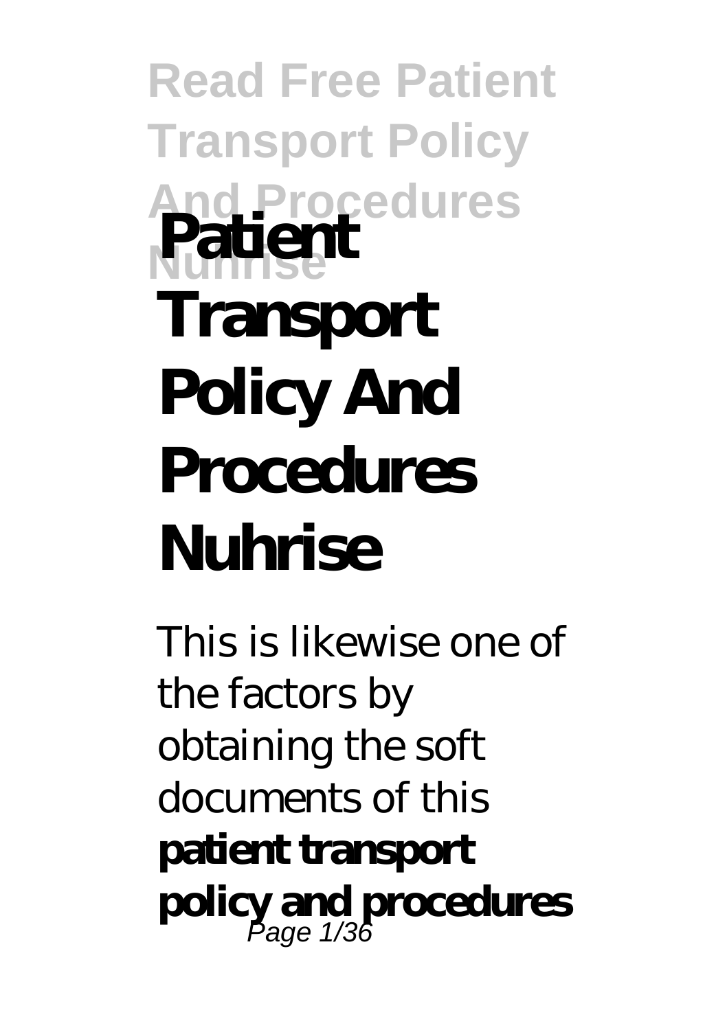# Patient Transport Policy And Procedures Nuhrise

This is likewise one of the factors by obtaining the soft documents of this **patient transport policy and procedures**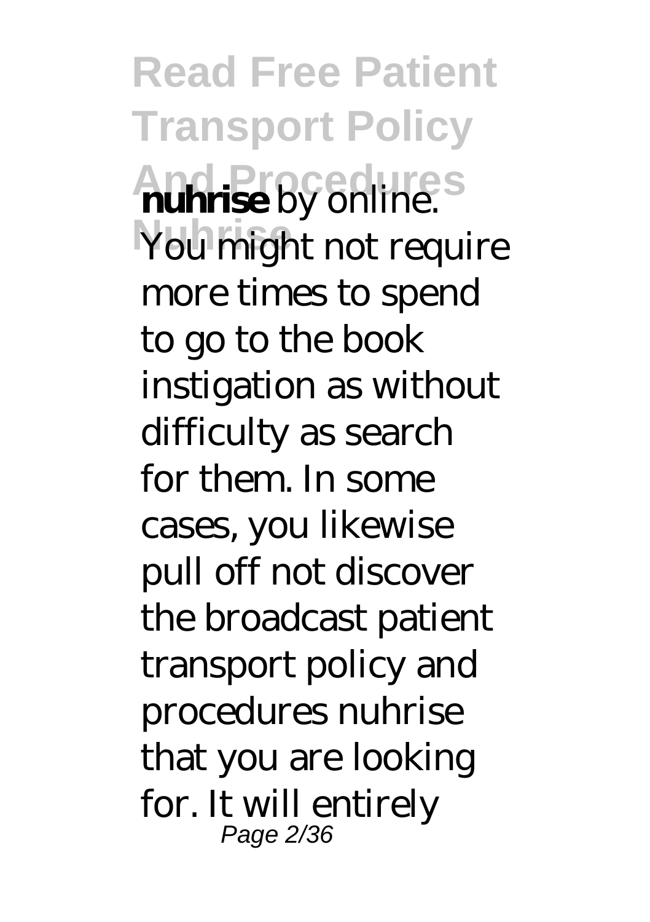**nuhrise** by online. You might not require more times to spend to go to the book instigation as without difficulty as search for them. In some cases, you likewise pull off not discover the broadcast patient transport policy and procedures nuhrise that you are looking for. It will entirely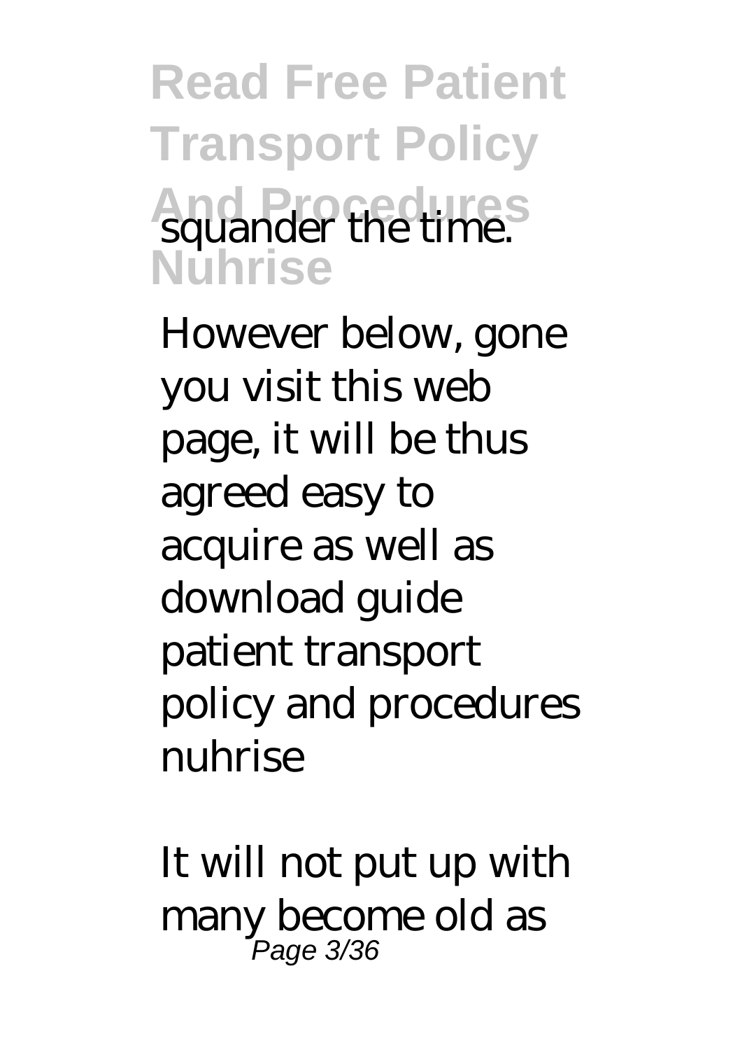squander the time.

However below, gone you visit this web page, it will be thus agreed easy to acquire as well as download guide patient transport policy and procedures nuhrise

It will not put up with many become old as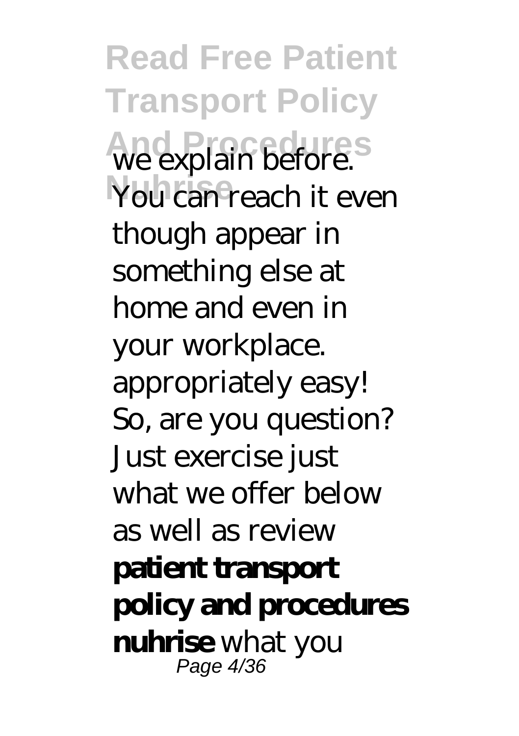we explain before. You can reach it even though appear in something else at home and even in your workplace. appropriately easy! So, are you question? Just exercise just what we offer below as well as review **patient transport policy and procedures nuhrise** what you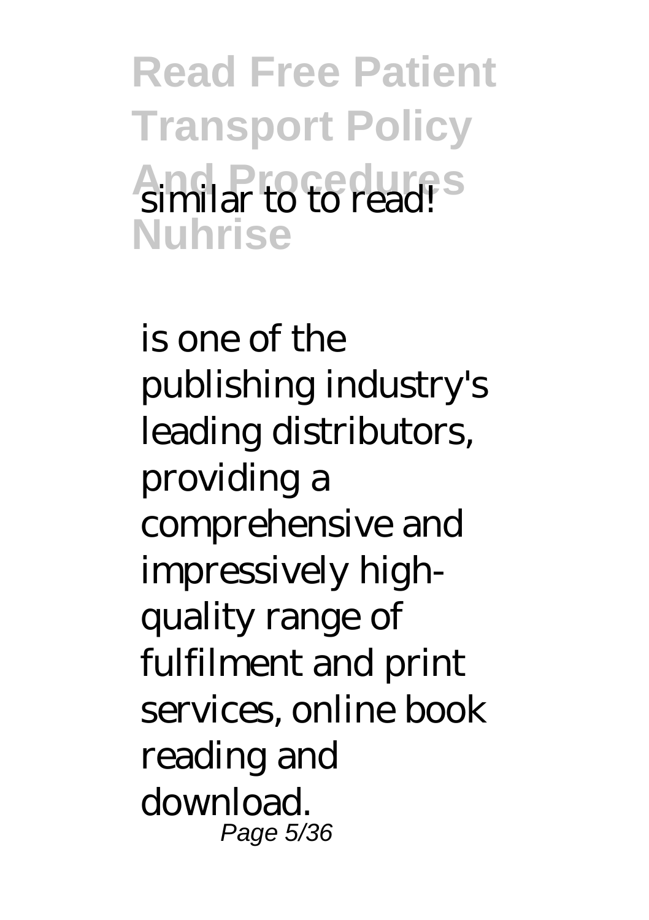similar to to read!

is one of the publishing industry's leading distributors, providing a comprehensive and impressively high-quality range of fulfilment and print services, online book reading and download.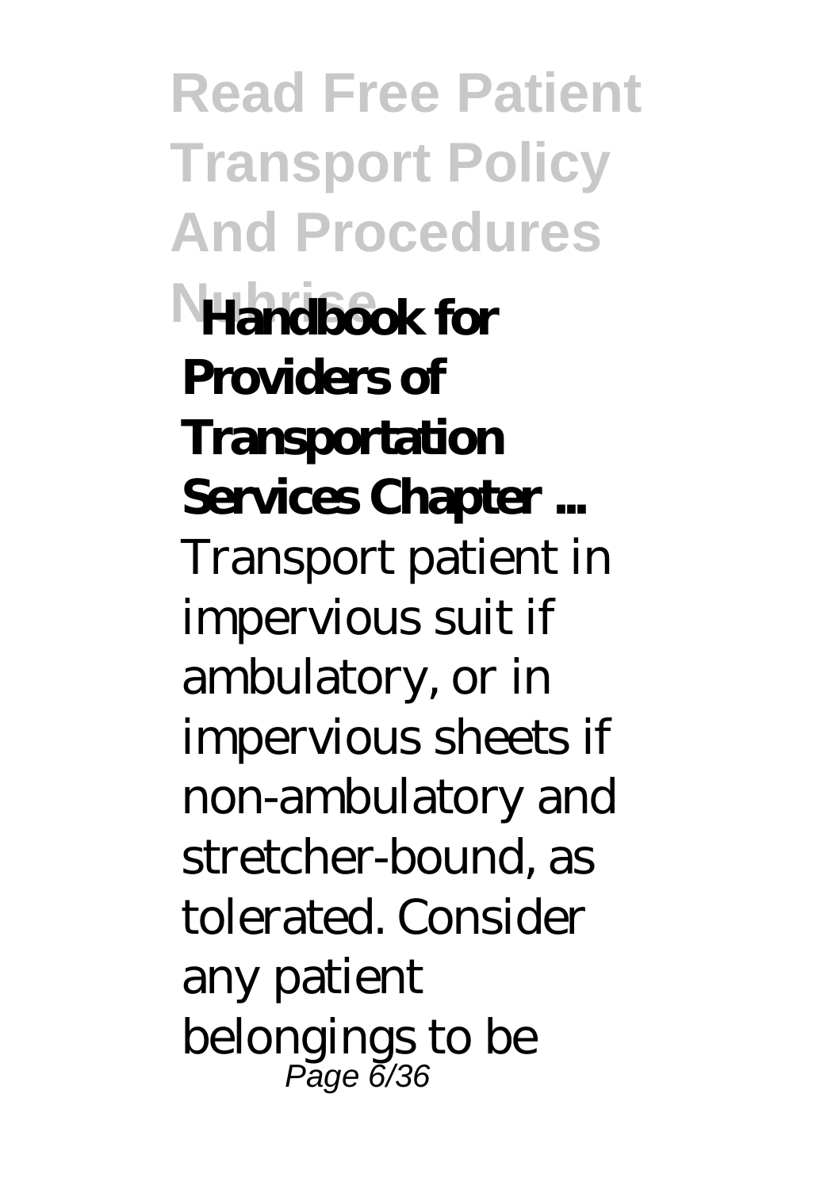**Handbook for Providers of Transportation Services Chapter ...**

Transport patient in impervious suit if ambulatory, or in impervious sheets if non-ambulatory and stretcher-bound, as tolerated. Consider any patient belongings to be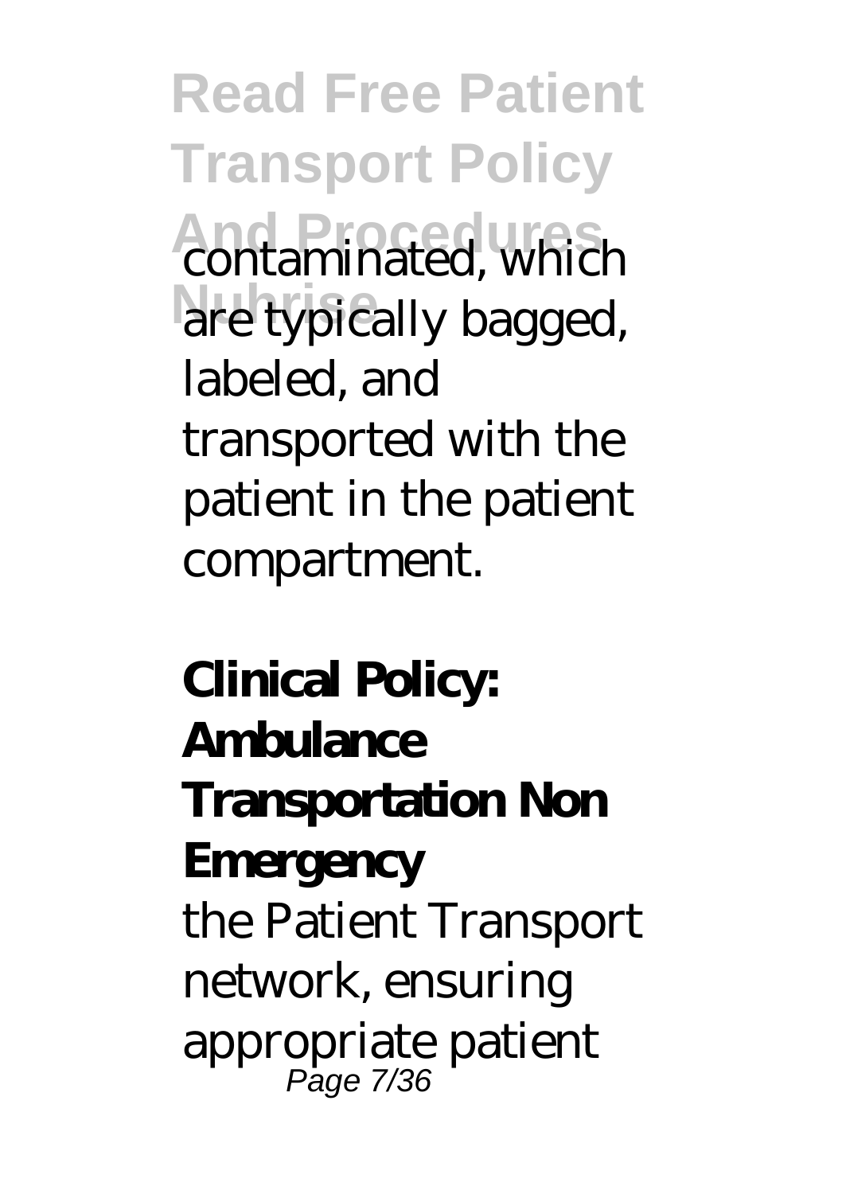contaminated, which are typically bagged, labeled, and transported with the patient in the patient compartment.

**Clinical Policy: Ambulance Transportation Non Emergency**

the Patient Transport network, ensuring appropriate patient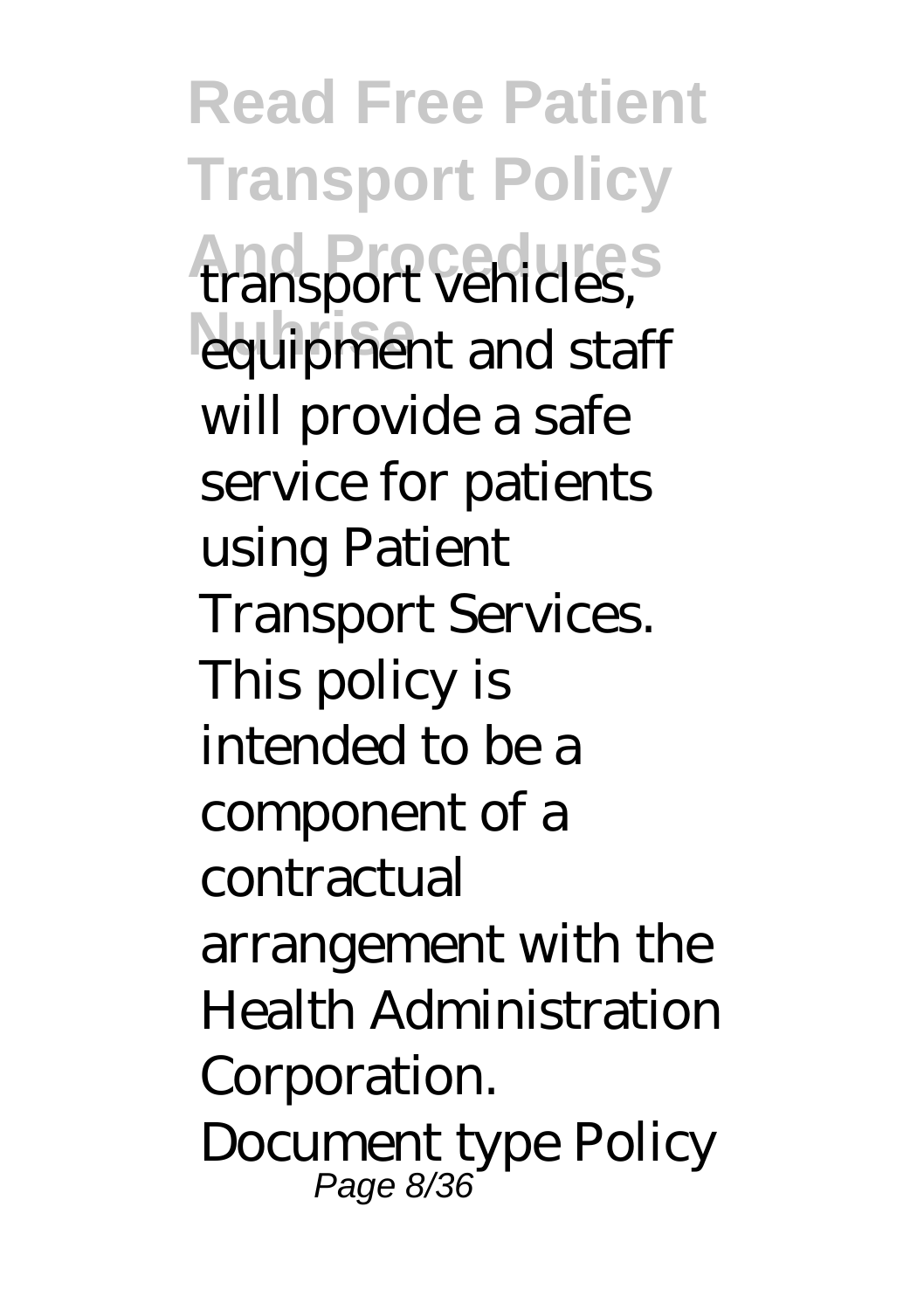transport vehicles, equipment and staff will provide a safe service for patients using Patient Transport Services. This policy is intended to be a component of a contractual arrangement with the Health Administration Corporation. Document type Policy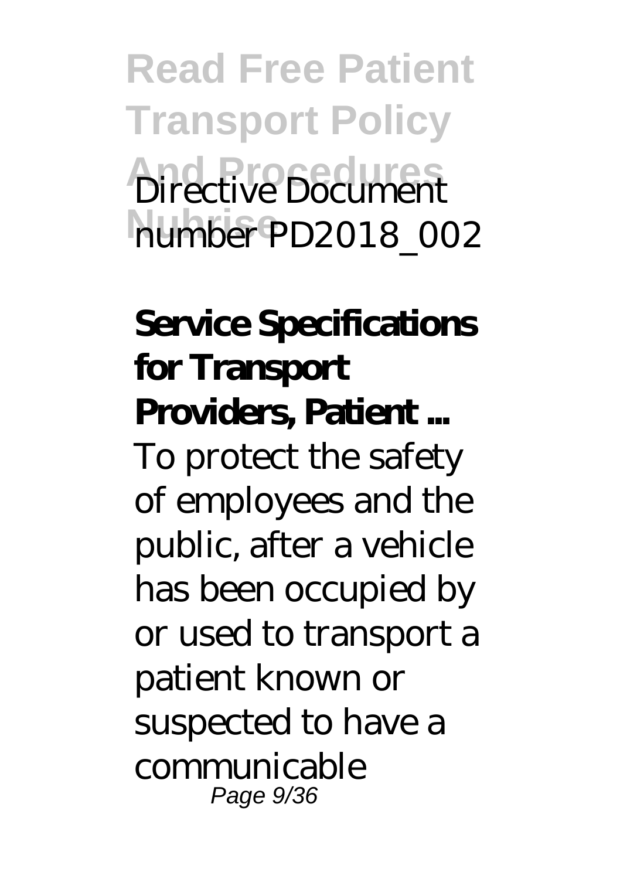Directive Document number PD2018_002

**Service Specifications for Transport Providers, Patient ...**

To protect the safety of employees and the public, after a vehicle has been occupied by or used to transport a patient known or suspected to have a communicable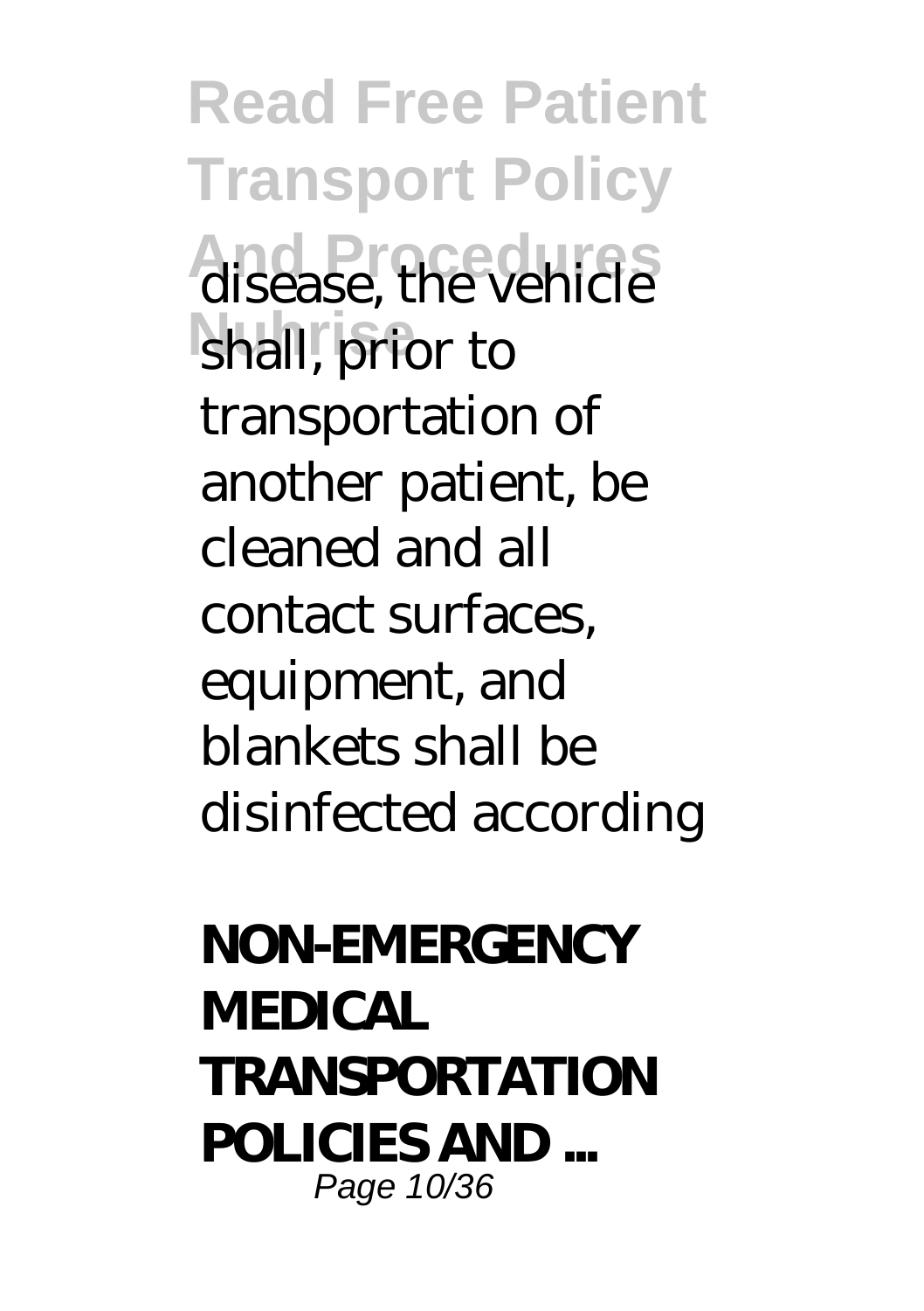disease, the vehicle shall, prior to transportation of another patient, be cleaned and all contact surfaces, equipment, and blankets shall be disinfected according

**NON-EMERGENCY MEDICAL TRANSPORTATION POLICIES AND ...**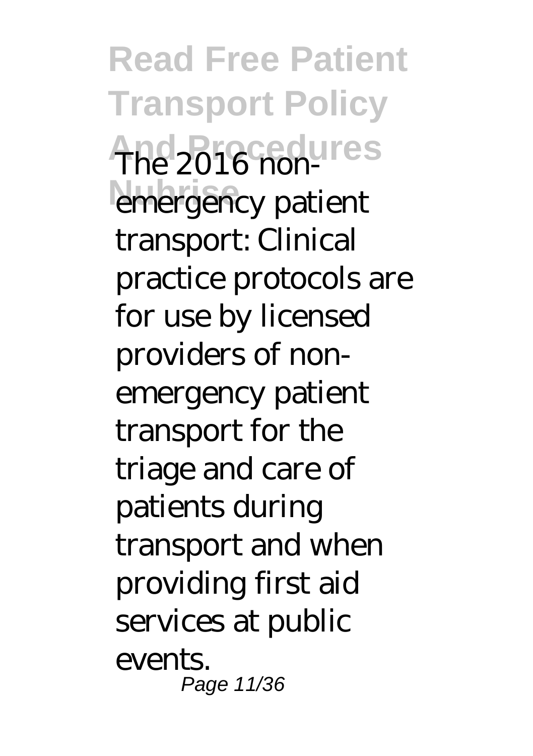The 2016 non-emergency patient transport: Clinical practice protocols are for use by licensed providers of non-emergency patient transport for the triage and care of patients during transport and when providing first aid services at public events.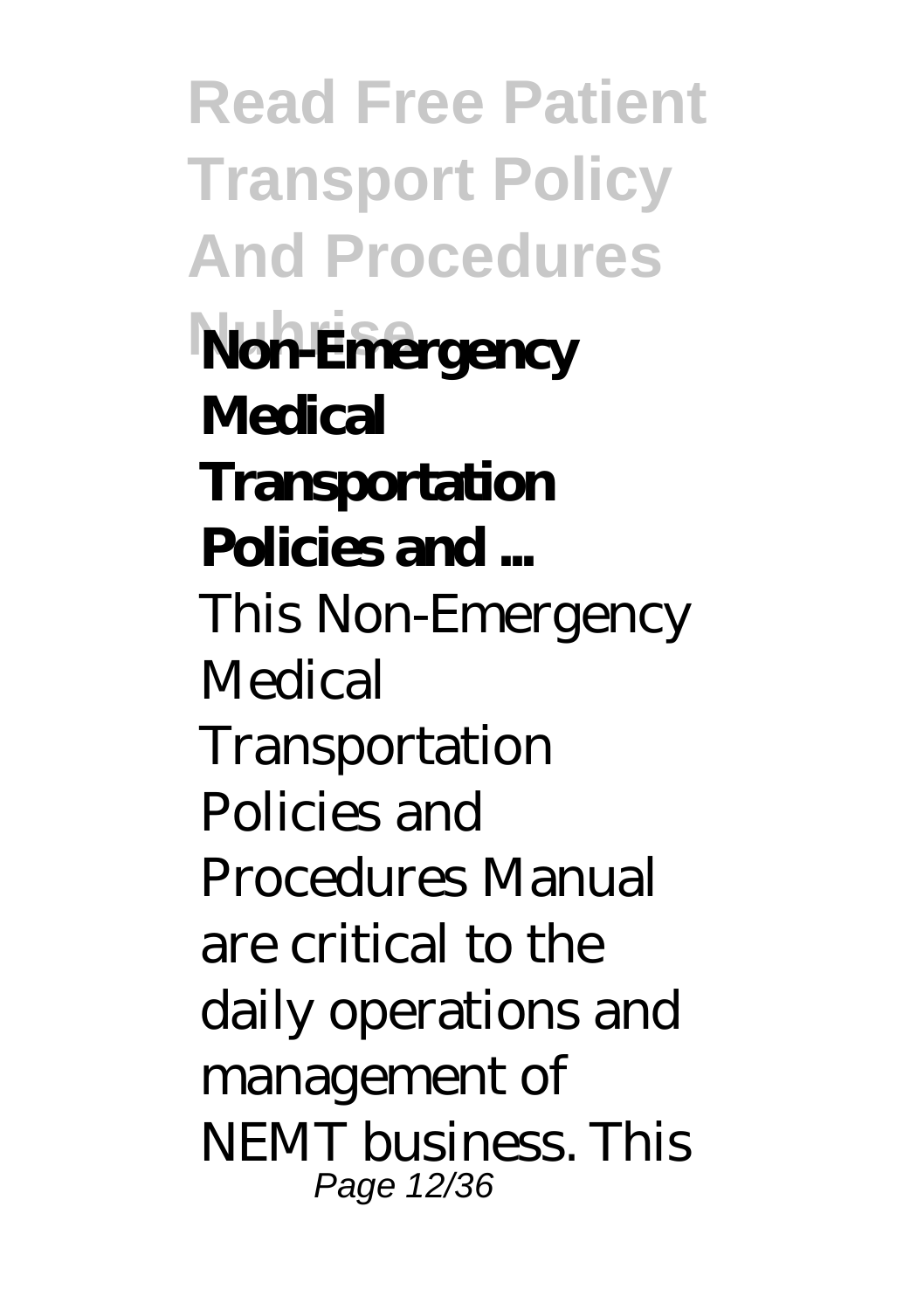## Non-Emergency Medical Transportation Policies and ...

This Non-Emergency Medical Transportation Policies and Procedures Manual are critical to the daily operations and management of NEMT business. This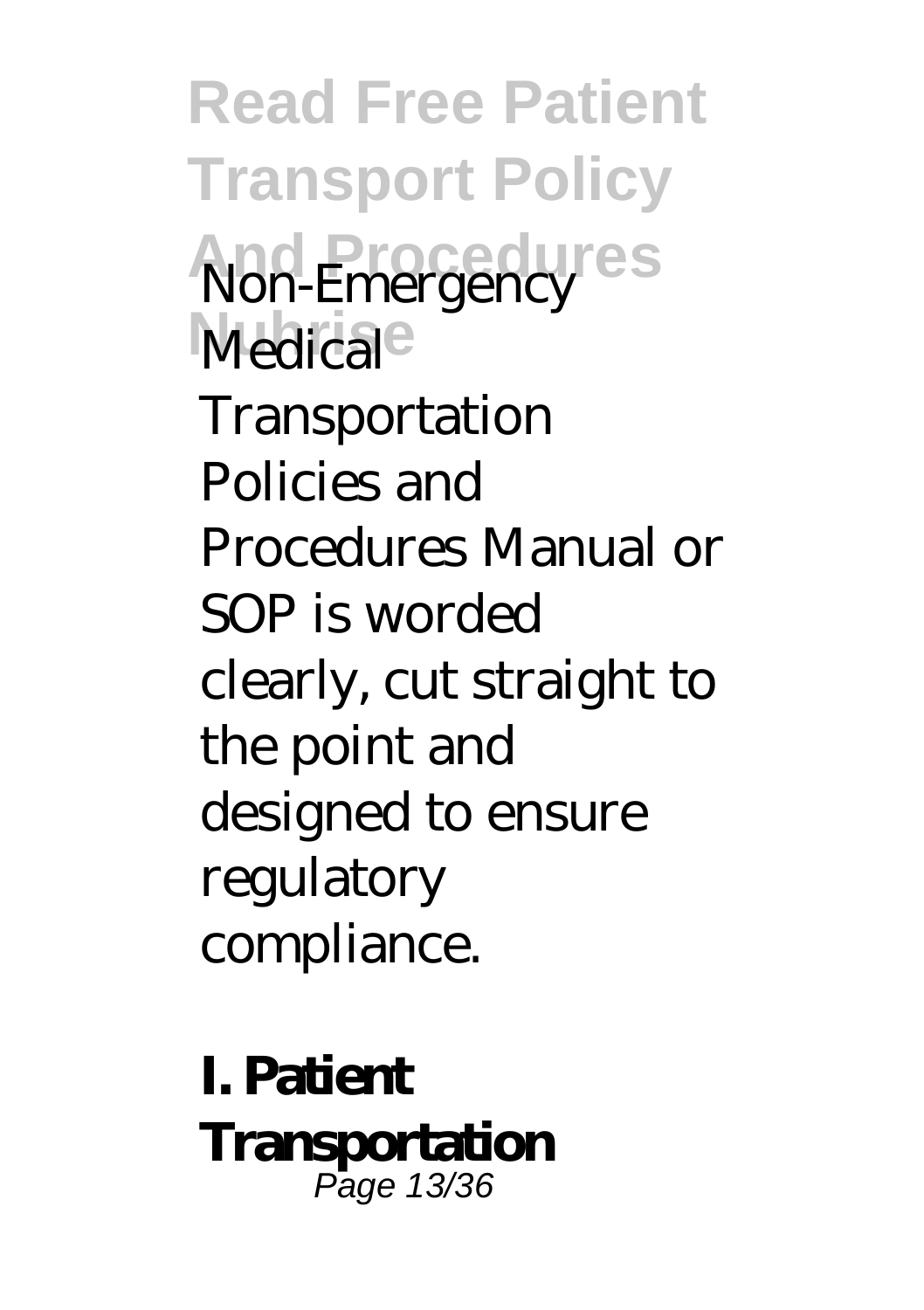Non-Emergency Medical Transportation Policies and Procedures Manual or SOP is worded clearly, cut straight to the point and designed to ensure regulatory compliance.

**I. Patient Transportation**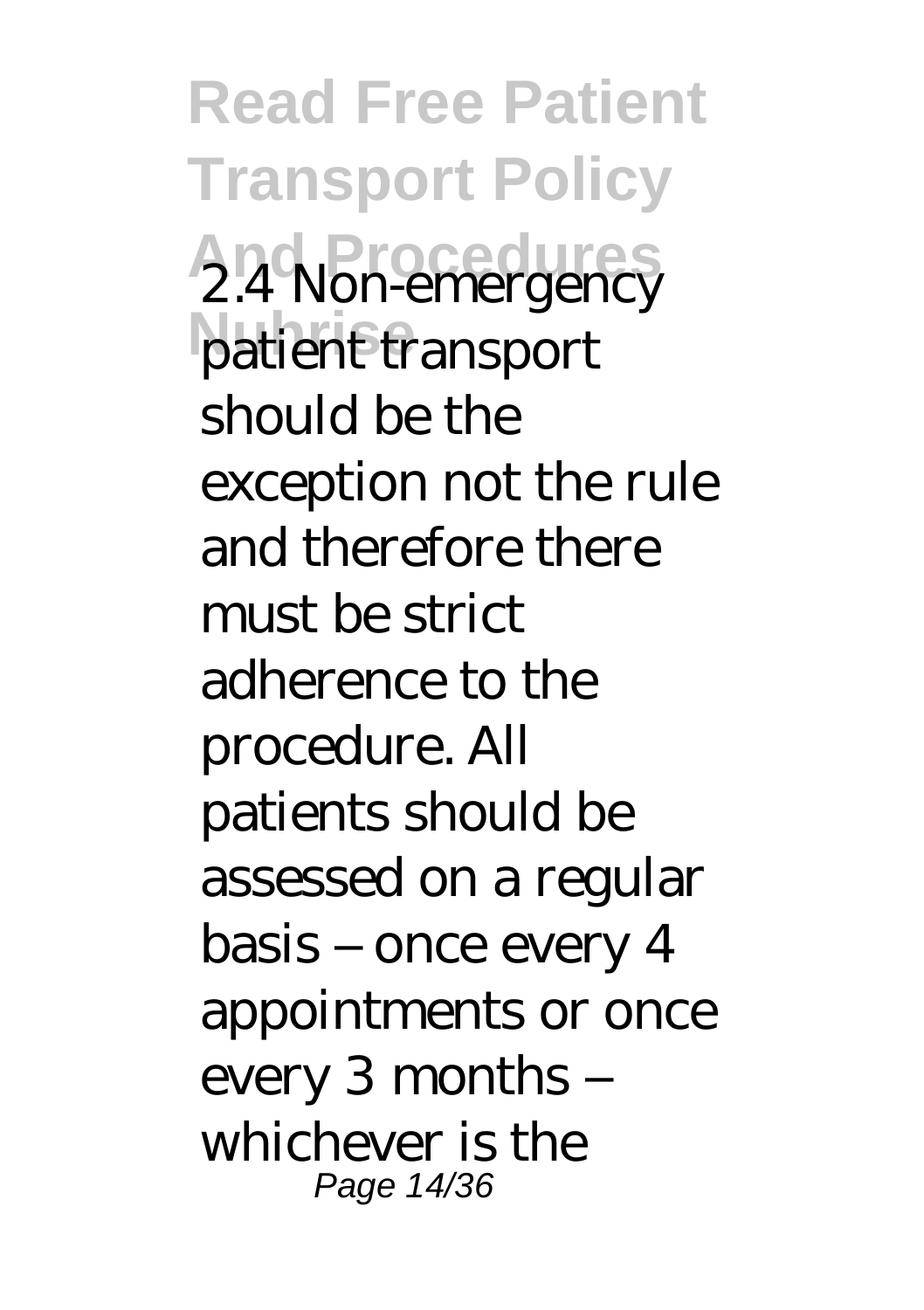2.4 Non-emergency patient transport should be the exception not the rule and therefore there must be strict adherence to the procedure. All patients should be assessed on a regular basis – once every 4 appointments or once every 3 months – whichever is the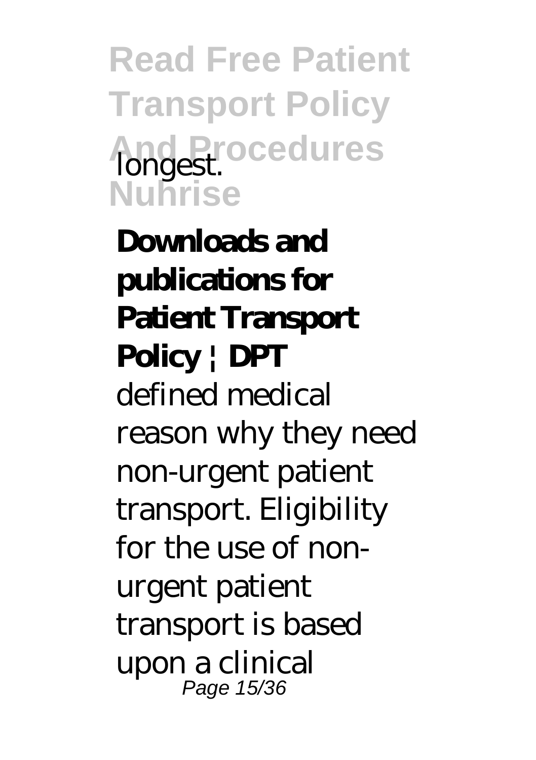longest.

## Downloads and publications for Patient Transport Policy | DPT

defined medical reason why they need non-urgent patient transport. Eligibility for the use of non-urgent patient transport is based upon a clinical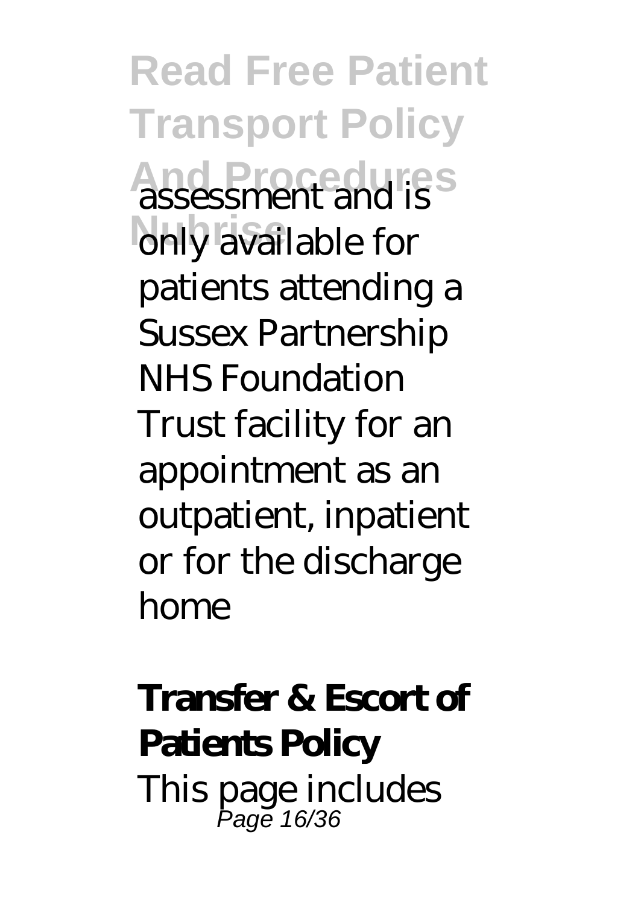assessment and is only available for patients attending a Sussex Partnership NHS Foundation Trust facility for an appointment as an outpatient, inpatient or for the discharge home

**Transfer & Escort of Patients Policy**

This page includes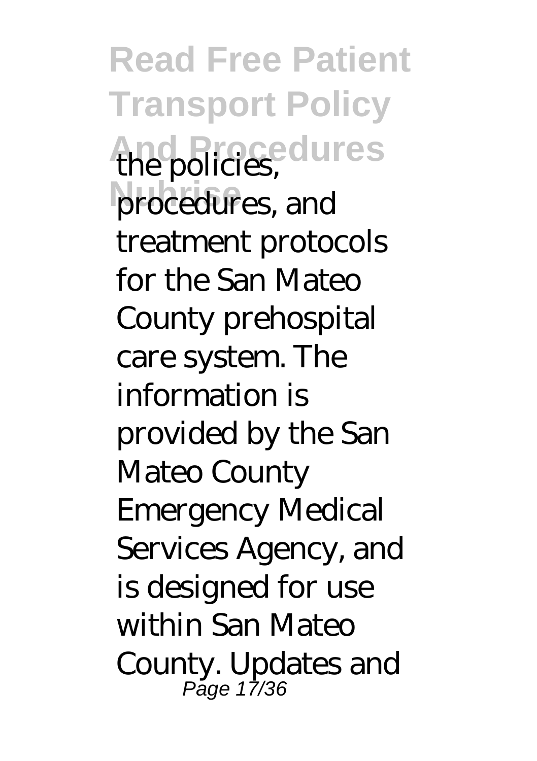the policies, procedures, and treatment protocols for the San Mateo County prehospital care system. The information is provided by the San Mateo County Emergency Medical Services Agency, and is designed for use within San Mateo County. Updates and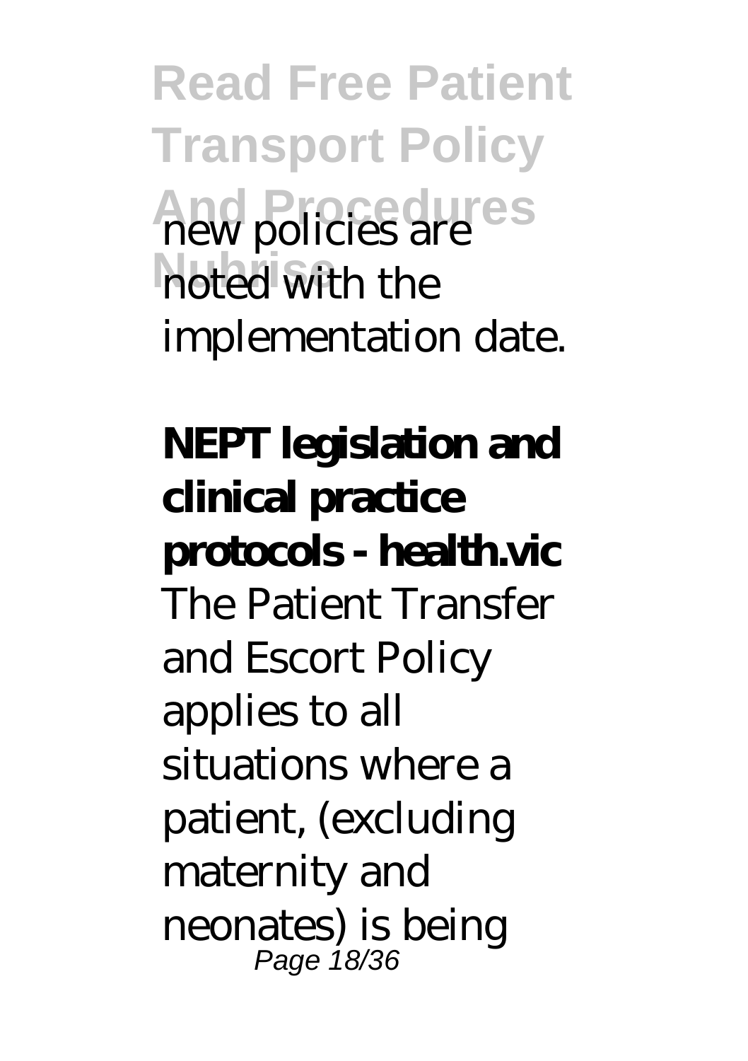new policies are noted with the implementation date.

**NEPT legislation and clinical practice protocols - health.vic**

The Patient Transfer and Escort Policy applies to all situations where a patient, (excluding maternity and neonates) is being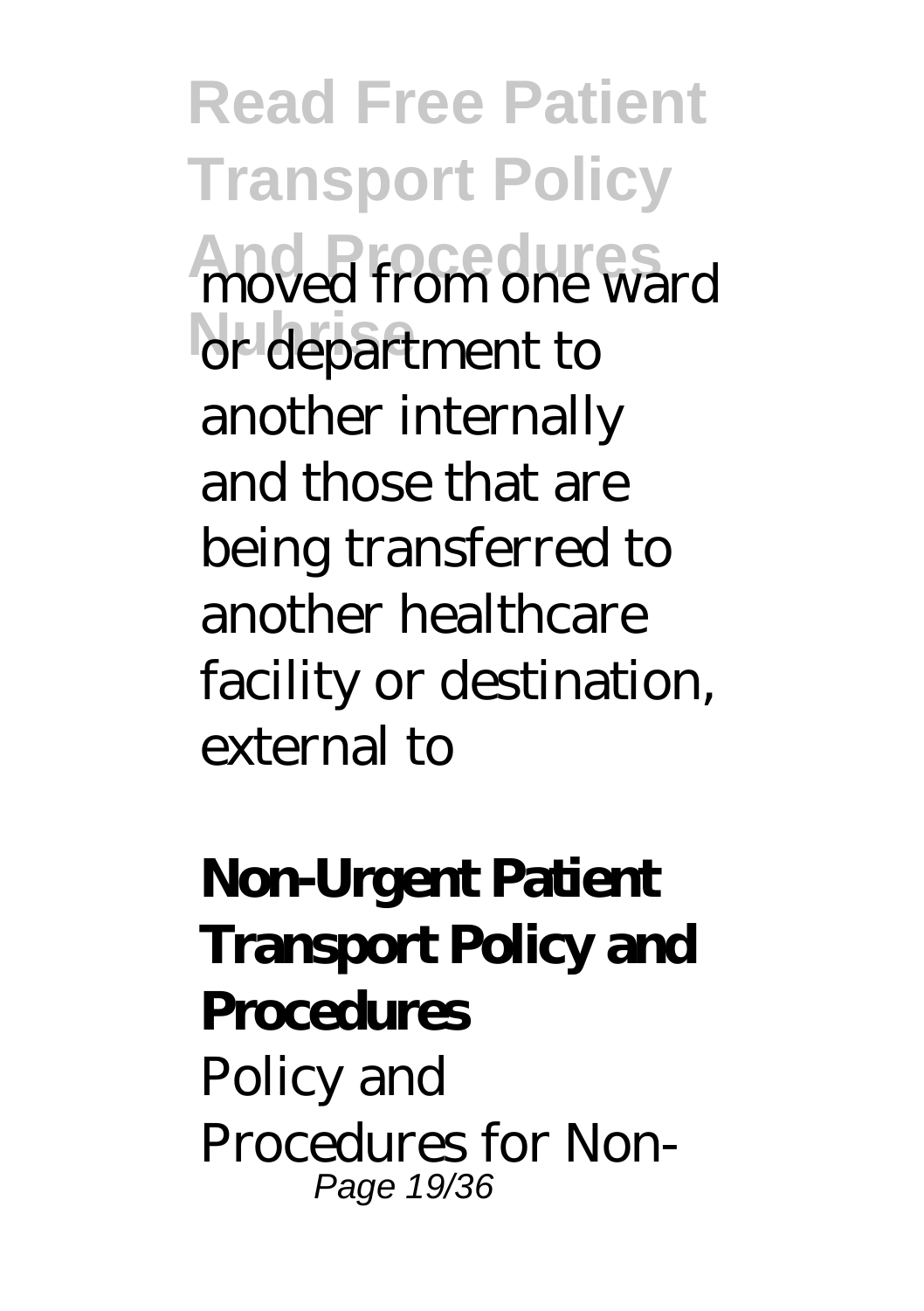moved from one ward or department to another internally and those that are being transferred to another healthcare facility or destination, external to

**Non-Urgent Patient Transport Policy and Procedures**

Policy and Procedures for Non-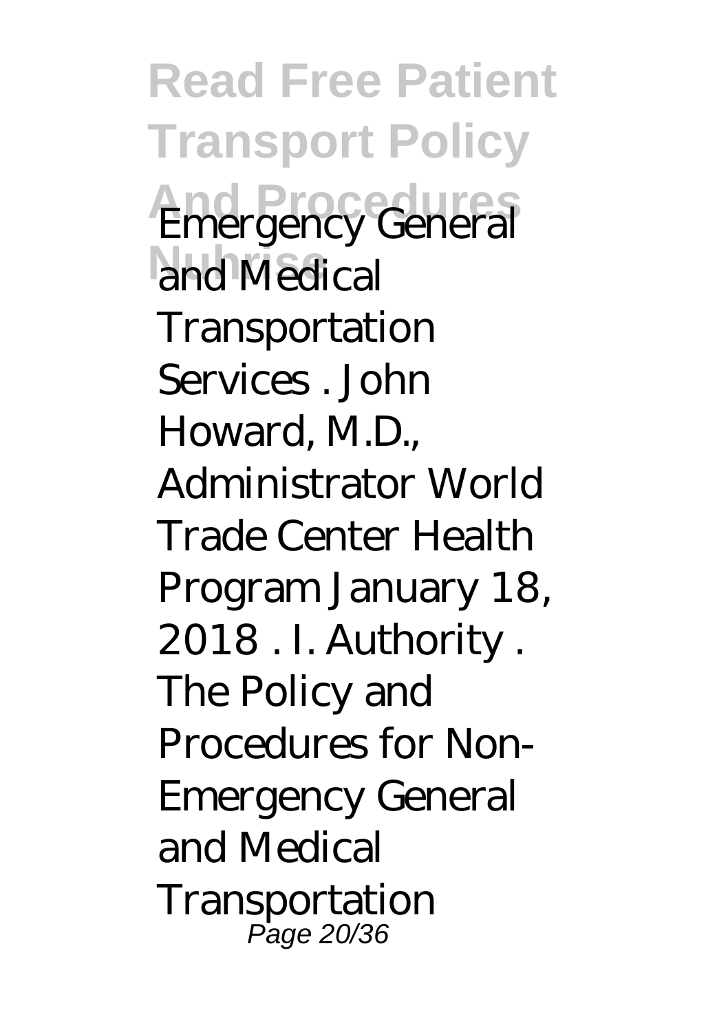Emergency General and Medical Transportation Services . John Howard, M.D., Administrator World Trade Center Health Program January 18, 2018 . I. Authority . The Policy and Procedures for Non-Emergency General and Medical Transportation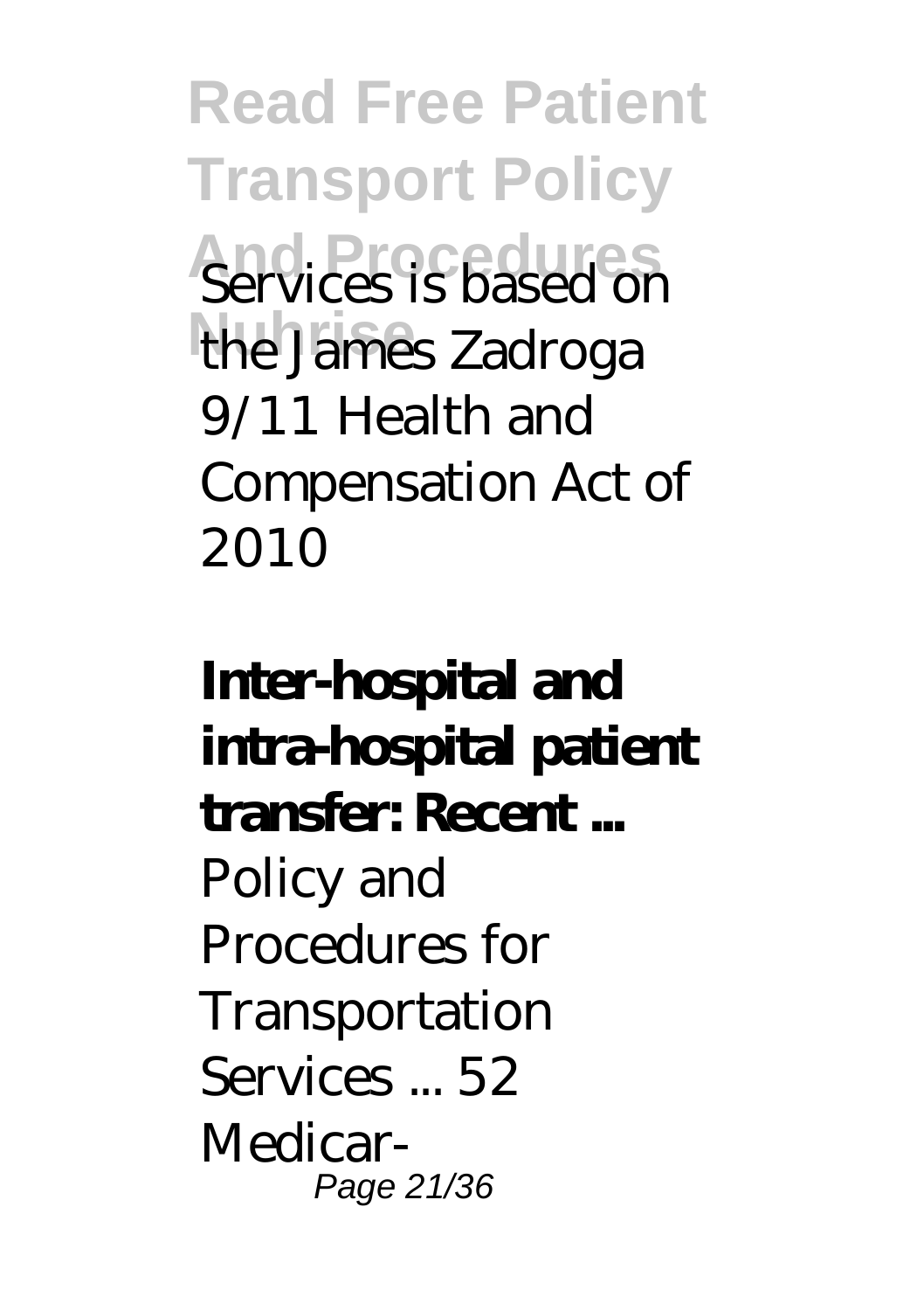Services is based on the James Zadroga 9/11 Health and Compensation Act of 2010

**Inter-hospital and intra-hospital patient transfer: Recent ...**

Policy and Procedures for Transportation Services ... 52 Medicar-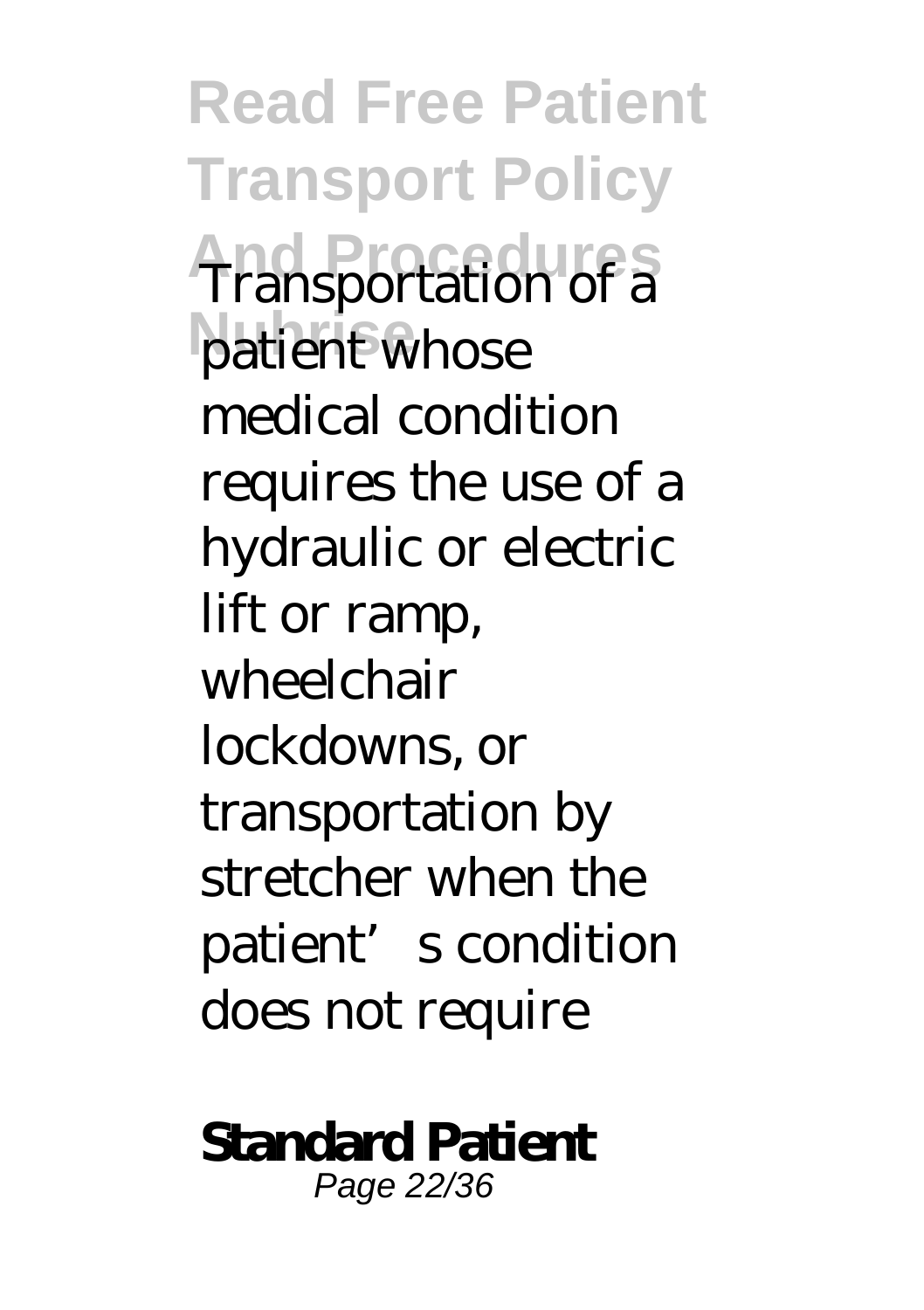Transportation of a patient whose medical condition requires the use of a hydraulic or electric lift or ramp, wheelchair lockdowns, or transportation by stretcher when the patient's condition does not require

**Standard Patient**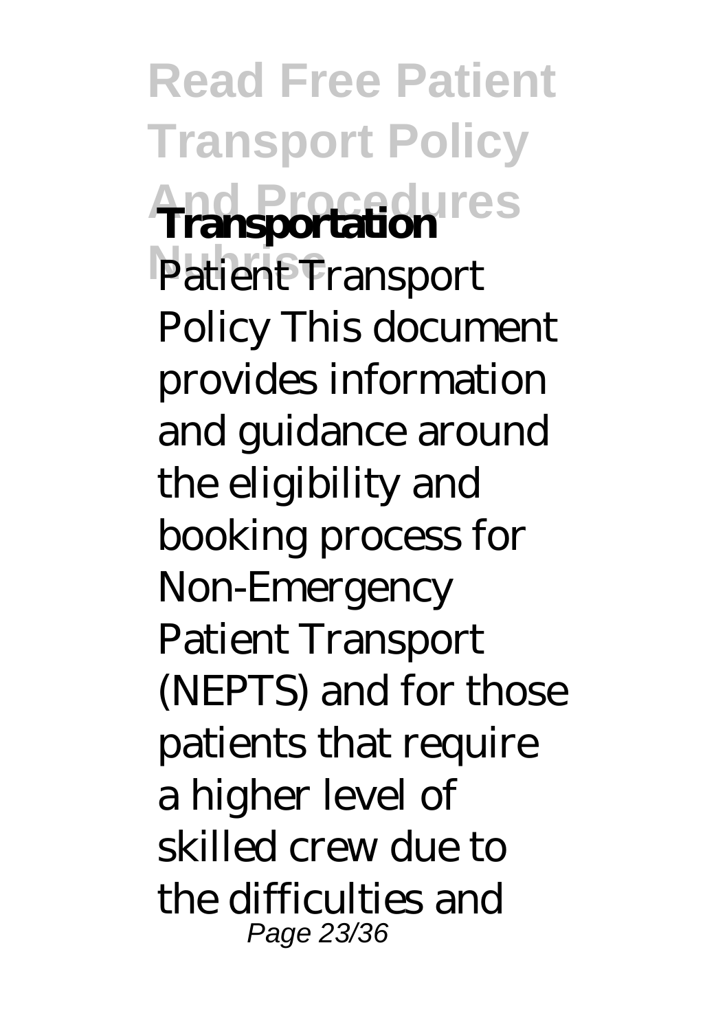**Transportation**

Patient Transport Policy This document provides information and guidance around the eligibility and booking process for Non-Emergency Patient Transport (NEPTS) and for those patients that require a higher level of skilled crew due to the difficulties and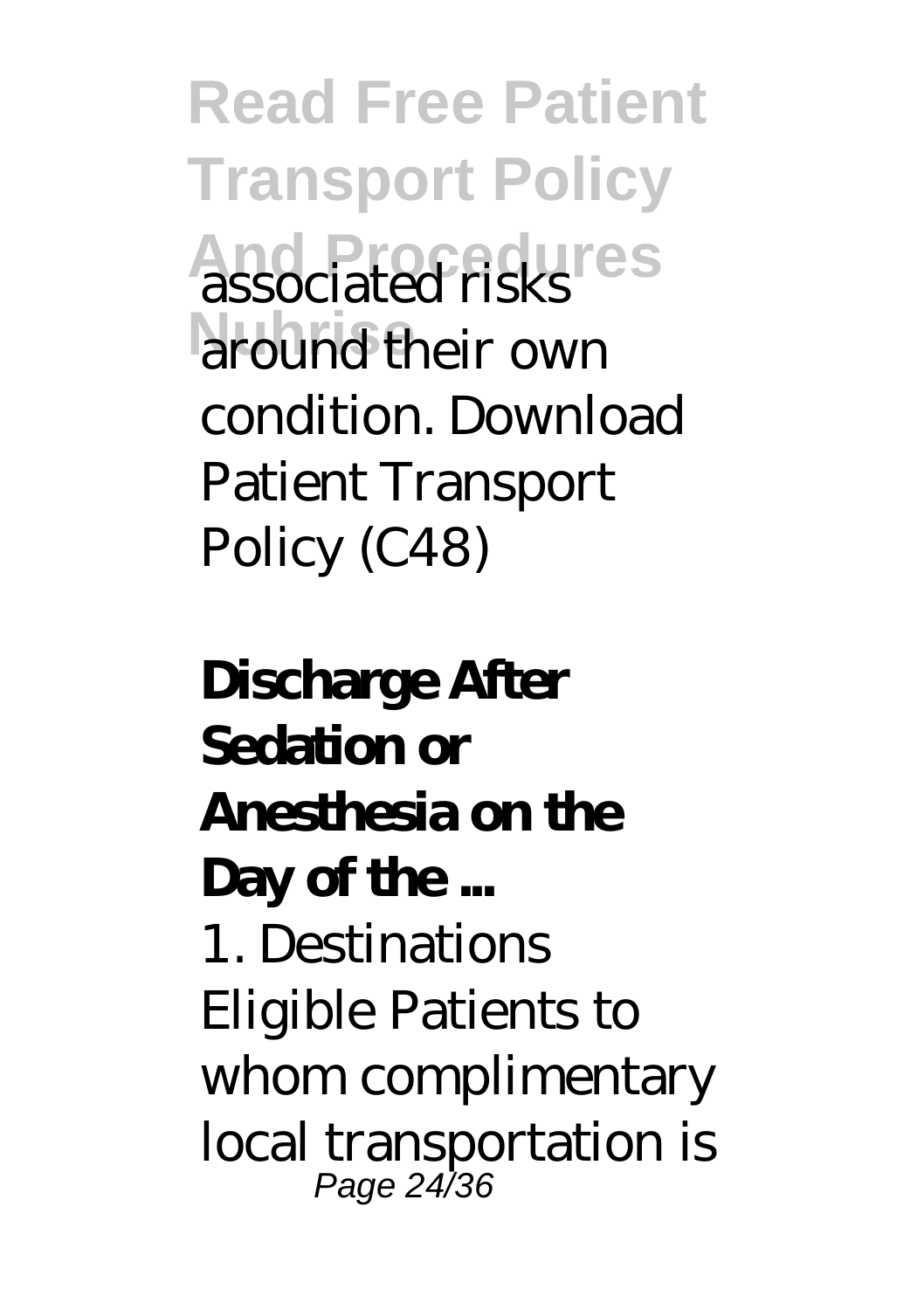associated risks around their own condition. Download Patient Transport Policy (C48)

**Discharge After Sedation or Anesthesia on the Day of the ...**

1. Destinations Eligible Patients to whom complimentary local transportation is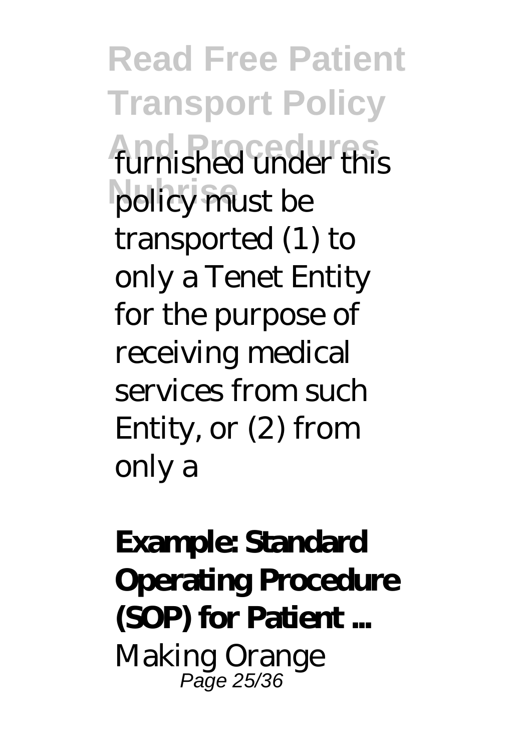furnished under this policy must be transported (1) to only a Tenet Entity for the purpose of receiving medical services from such Entity, or (2) from only a

**Example: Standard Operating Procedure (SOP) for Patient ...**

Making Orange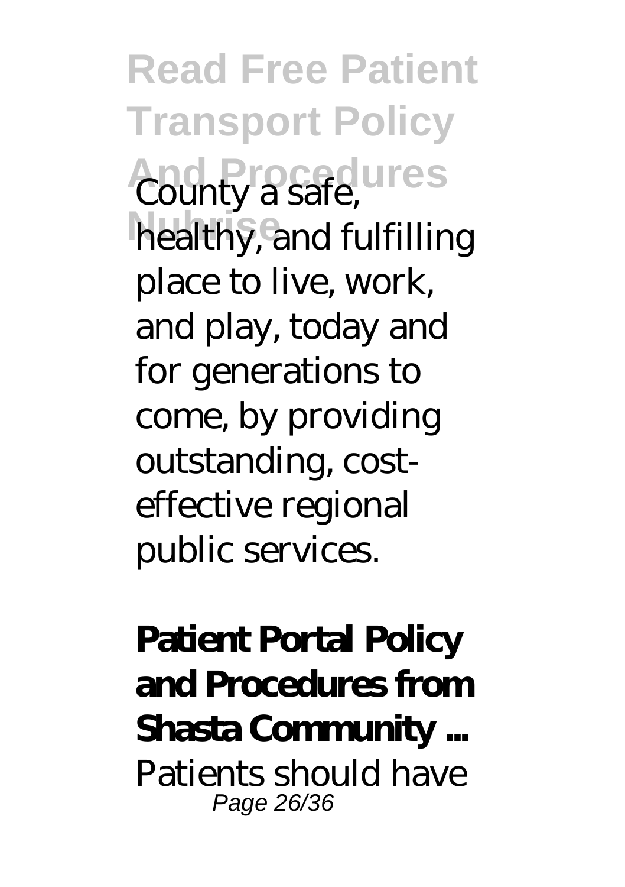County a safe, healthy, and fulfilling place to live, work, and play, today and for generations to come, by providing outstanding, cost-effective regional public services.

**Patient Portal Policy and Procedures from Shasta Community ...**

Patients should have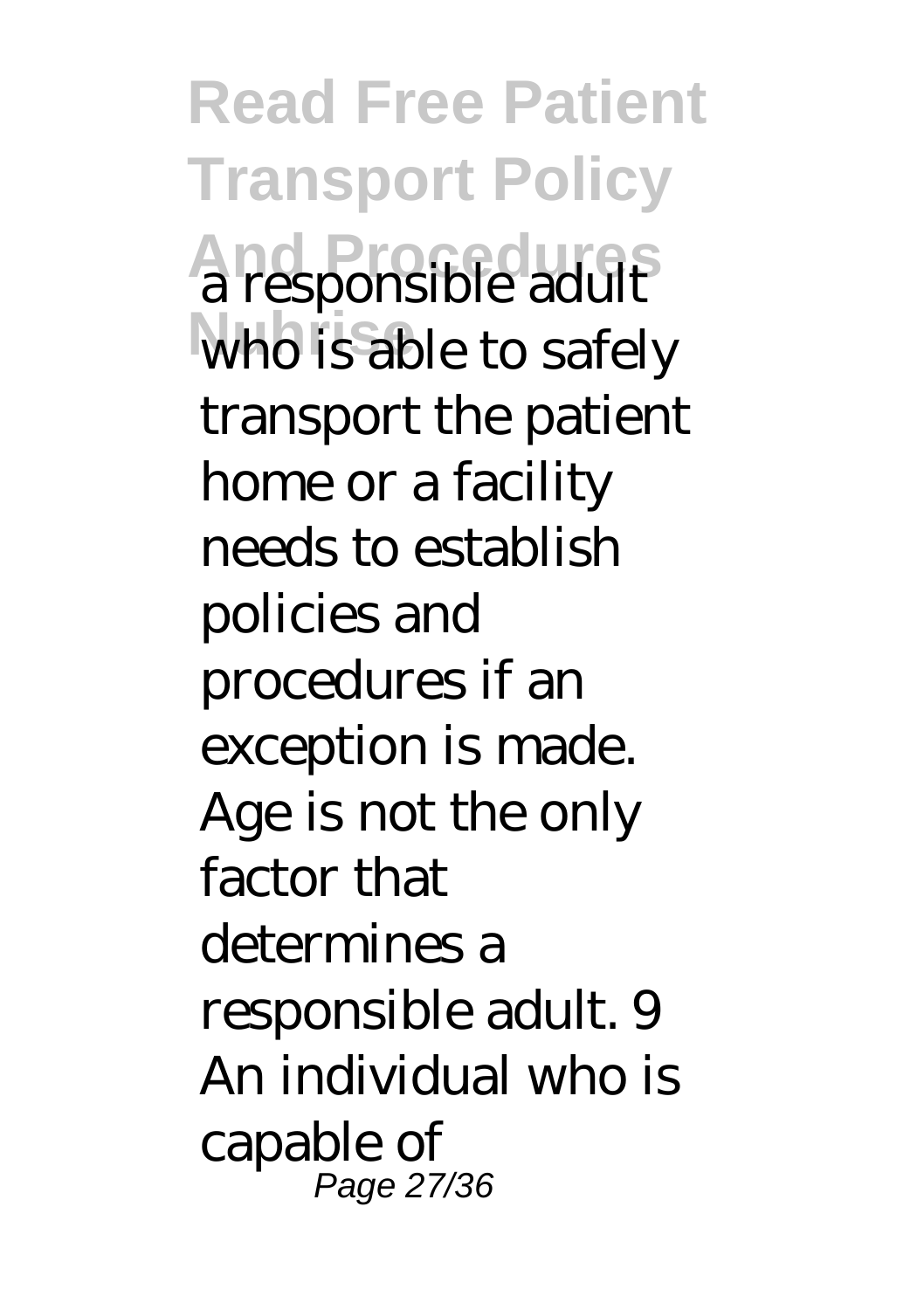a responsible adult who is able to safely transport the patient home or a facility needs to establish policies and procedures if an exception is made. Age is not the only factor that determines a responsible adult. 9 An individual who is capable of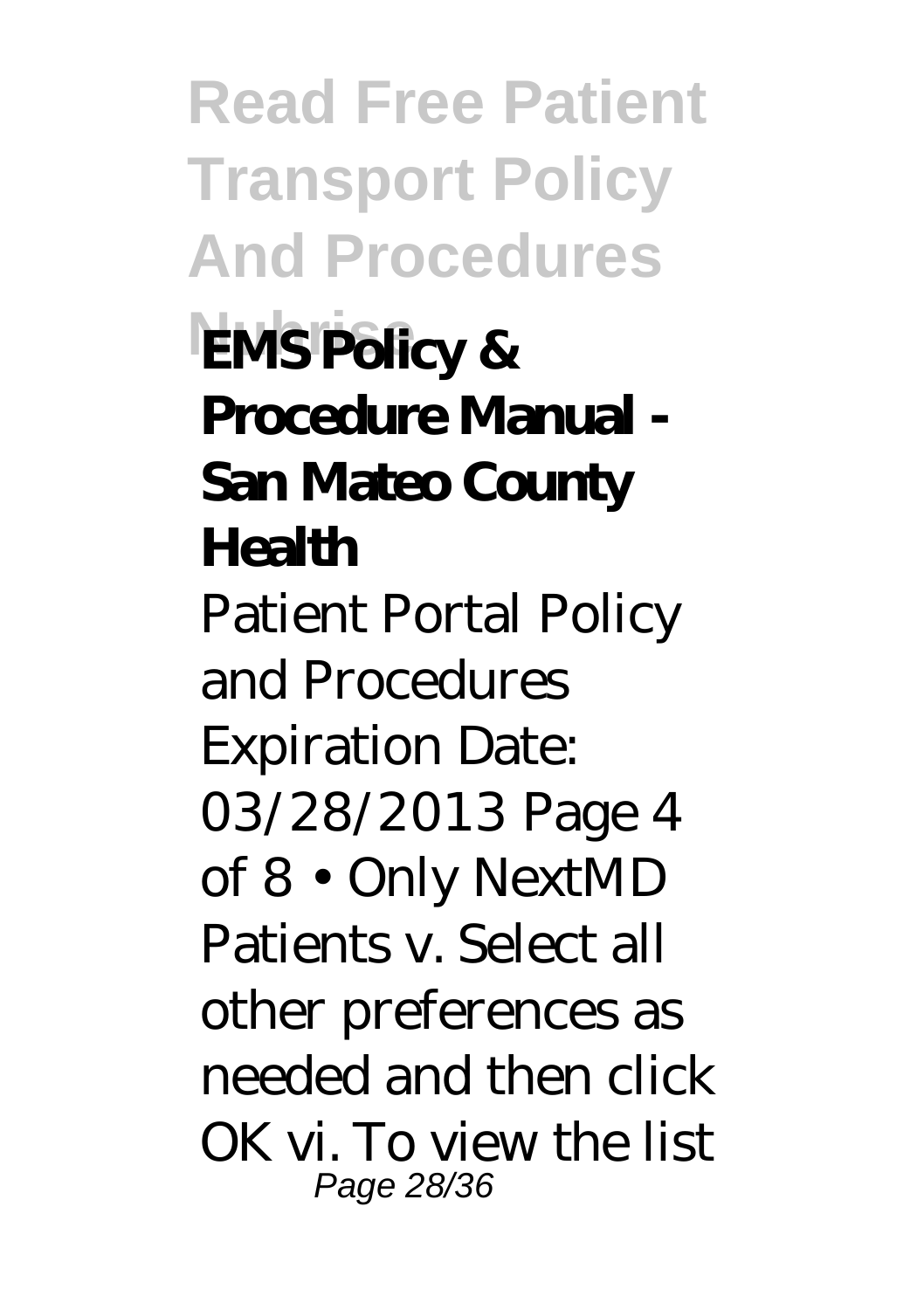## EMS Policy & Procedure Manual - San Mateo County Health

Patient Portal Policy and Procedures Expiration Date: 03/28/2013 Page 4 of 8 • Only NextMD Patients v. Select all other preferences as needed and then click OK vi. To view the list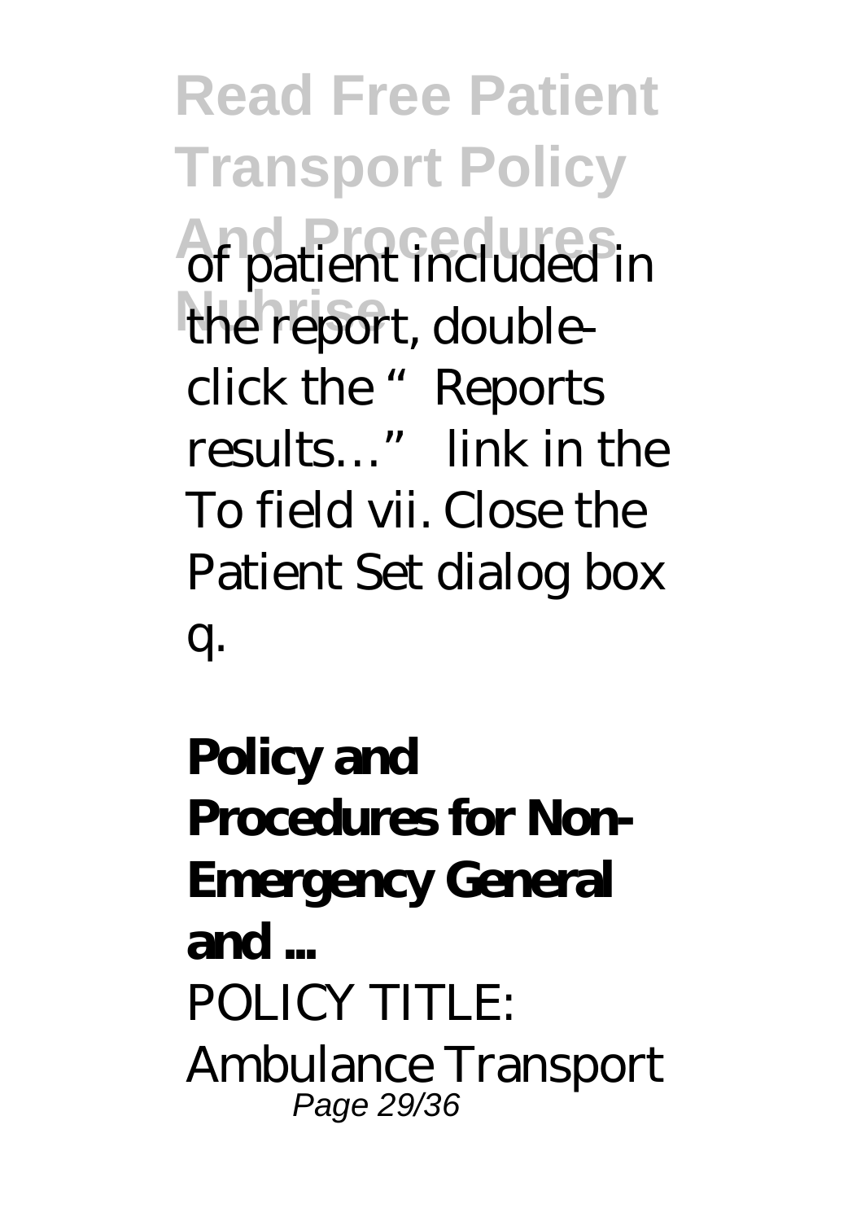of patient included in the report, double-click the "Reports results…" link in the To field vii. Close the Patient Set dialog box q.

## Policy and Procedures for Non-Emergency General and ...

POLICY TITLE: Ambulance Transport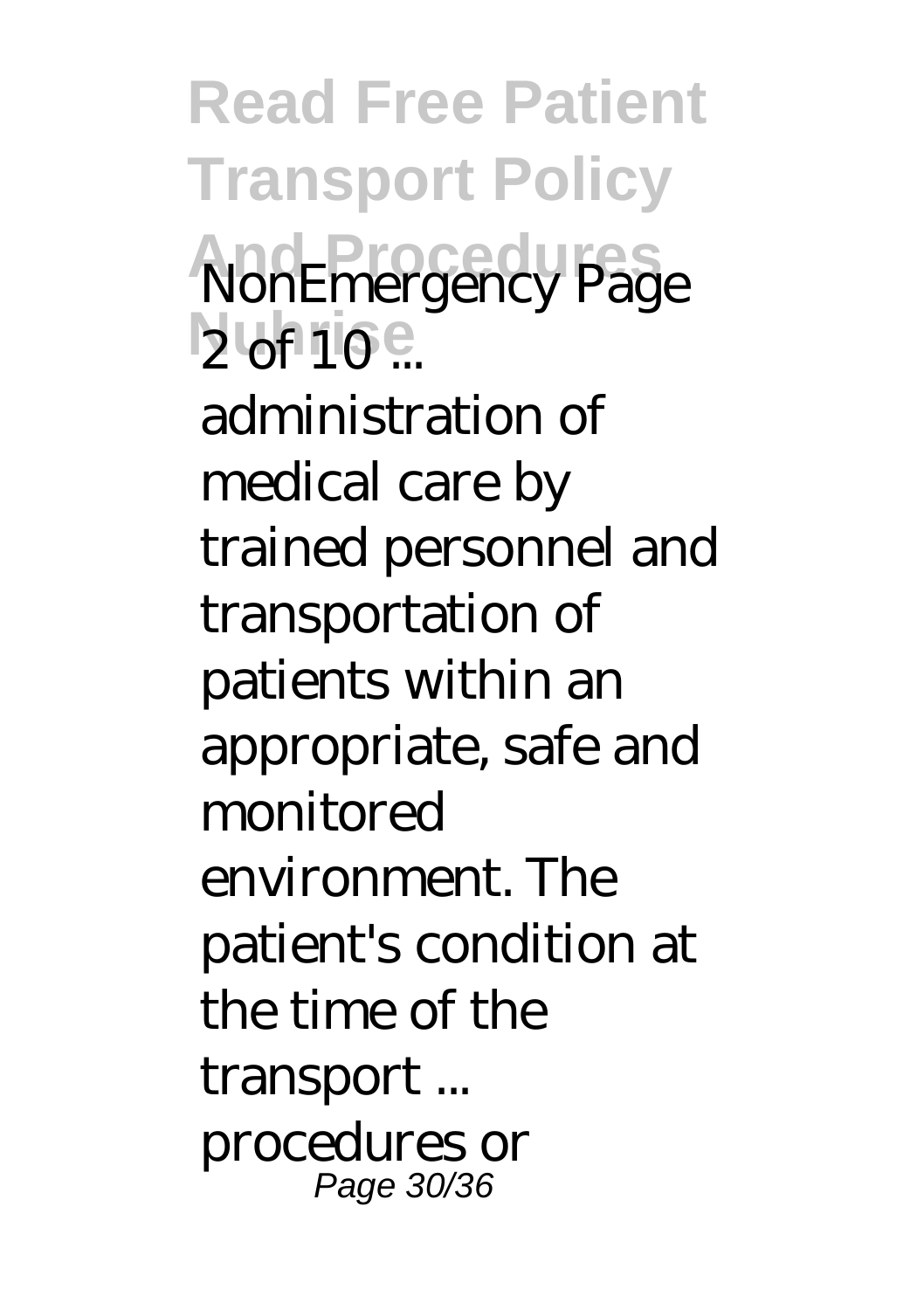NonEmergency Page 2 of 10 ...

administration of medical care by trained personnel and transportation of patients within an appropriate, safe and monitored environment. The patient's condition at the time of the transport ... procedures or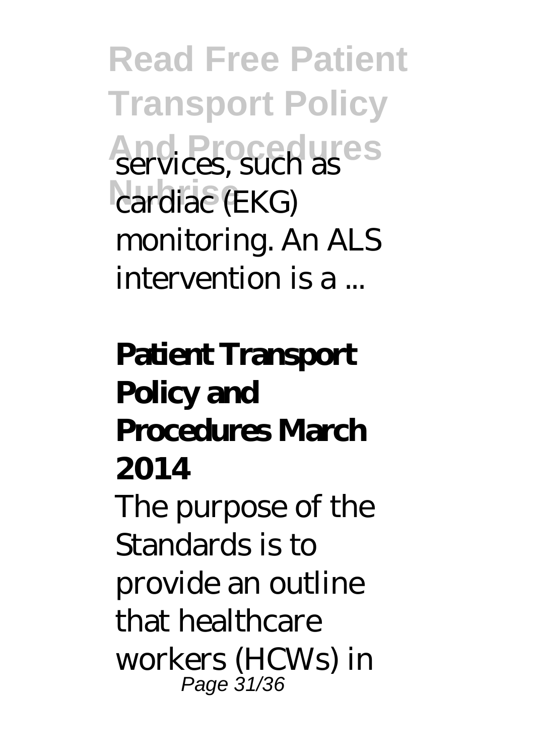services, such as cardiac (EKG) monitoring. An ALS intervention is a ...

**Patient Transport Policy and Procedures March 2014**

The purpose of the Standards is to provide an outline that healthcare workers (HCWs) in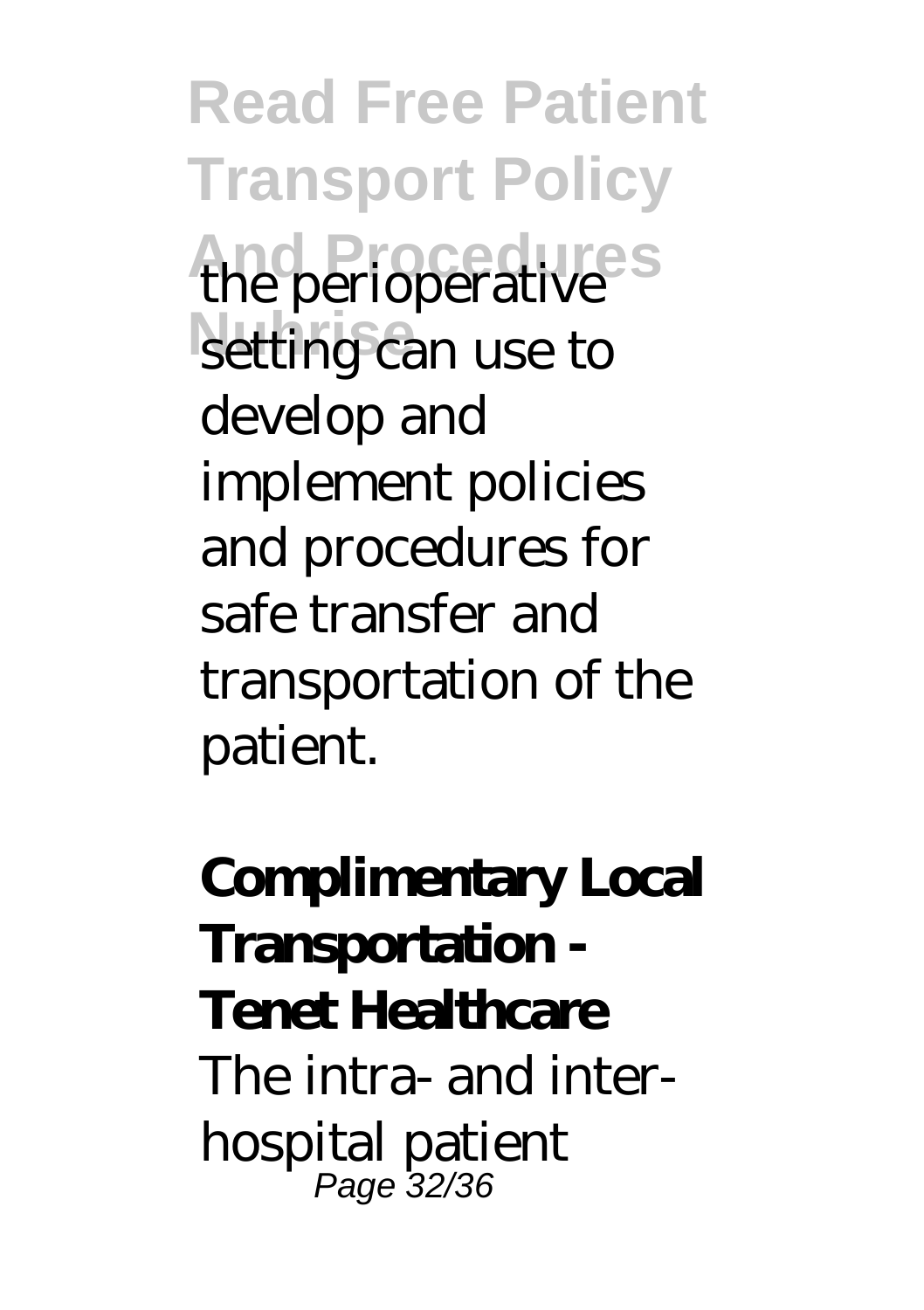the perioperative setting can use to develop and implement policies and procedures for safe transfer and transportation of the patient.

## Complimentary Local Transportation - Tenet Healthcare

The intra- and inter-hospital patient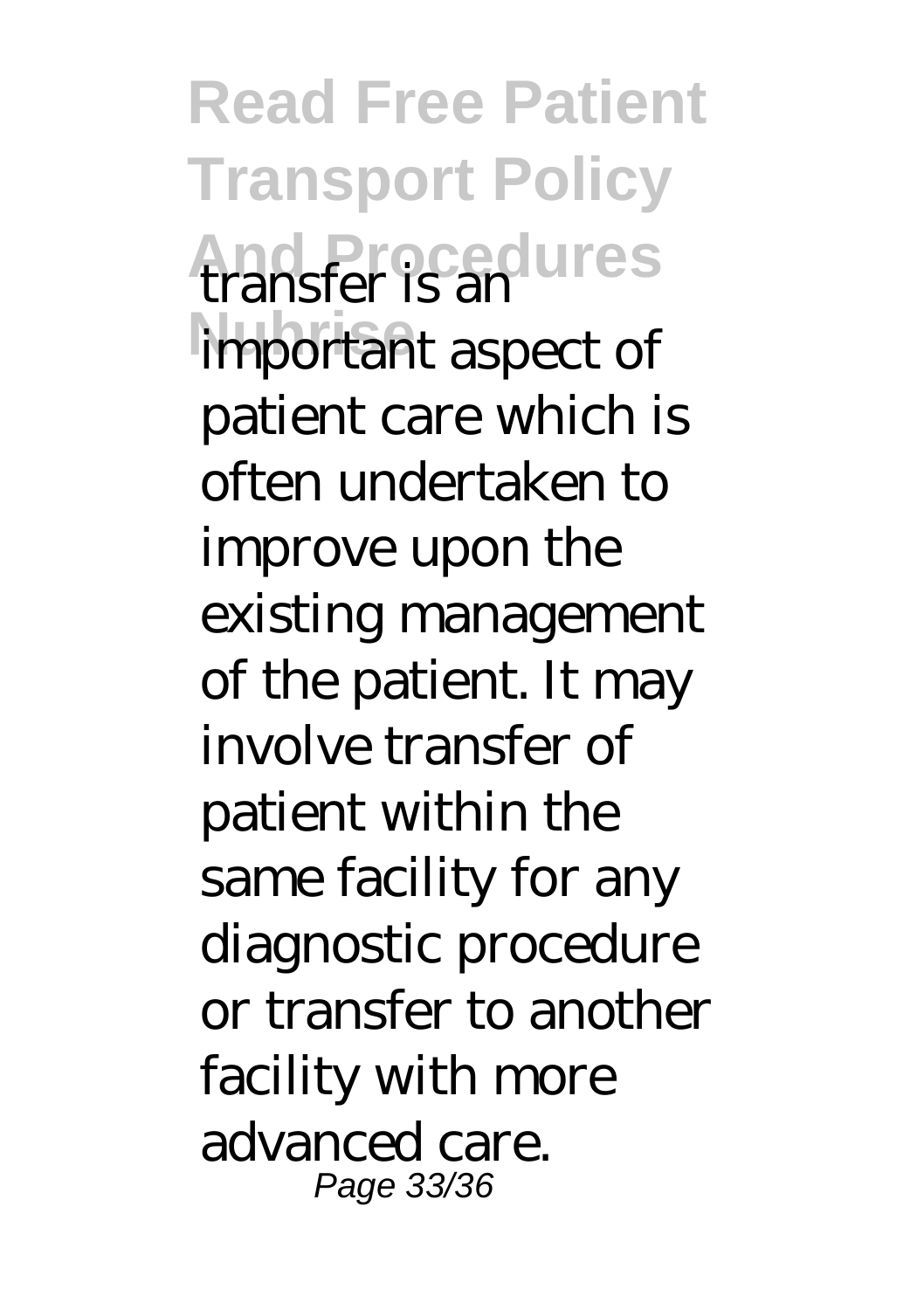transfer is an important aspect of patient care which is often undertaken to improve upon the existing management of the patient. It may involve transfer of patient within the same facility for any diagnostic procedure or transfer to another facility with more advanced care.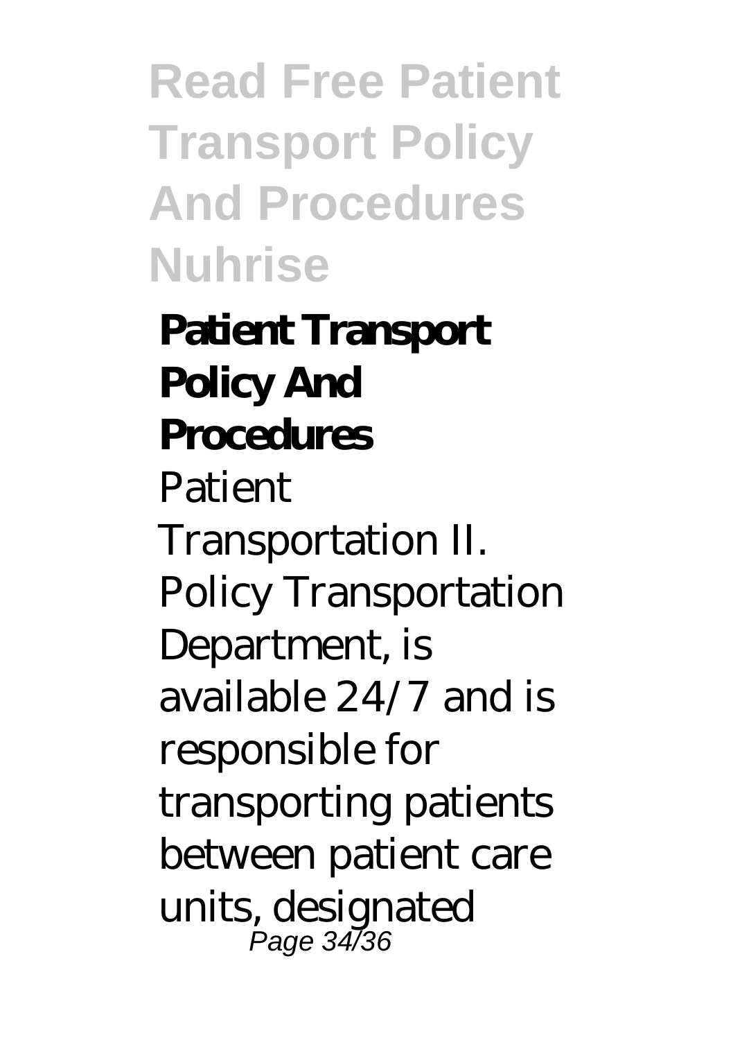## Patient Transport Policy And Procedures

Patient Transportation II. Policy Transportation Department, is available 24/7 and is responsible for transporting patients between patient care units, designated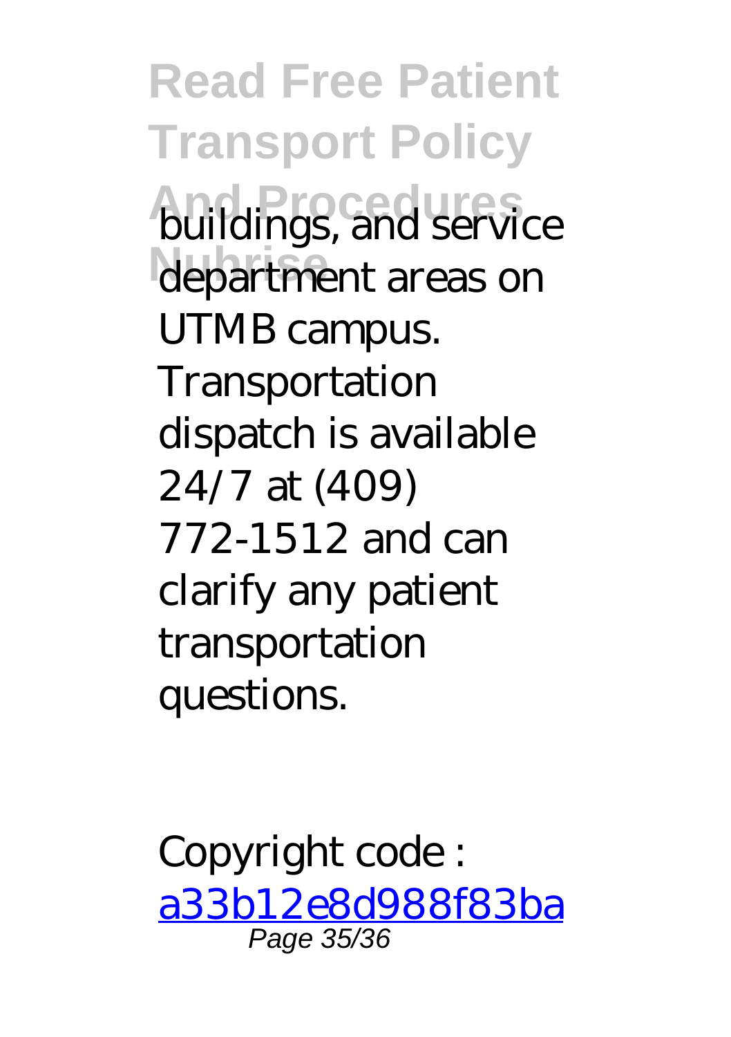buildings, and service department areas on UTMB campus. Transportation dispatch is available 24/7 at (409) 772-1512 and can clarify any patient transportation questions.

Copyright code : a33b12e8d988f83ba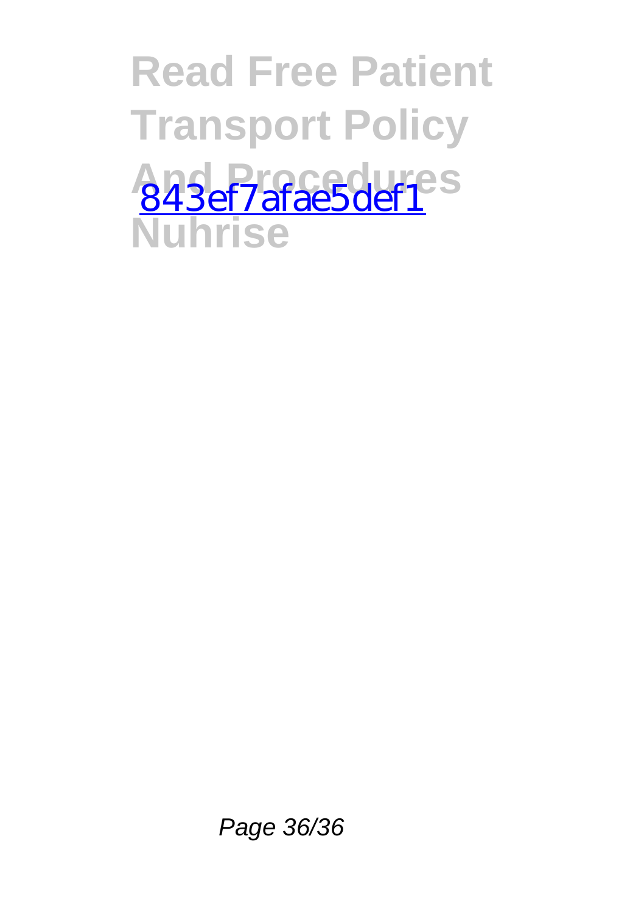843ef7afae5def1